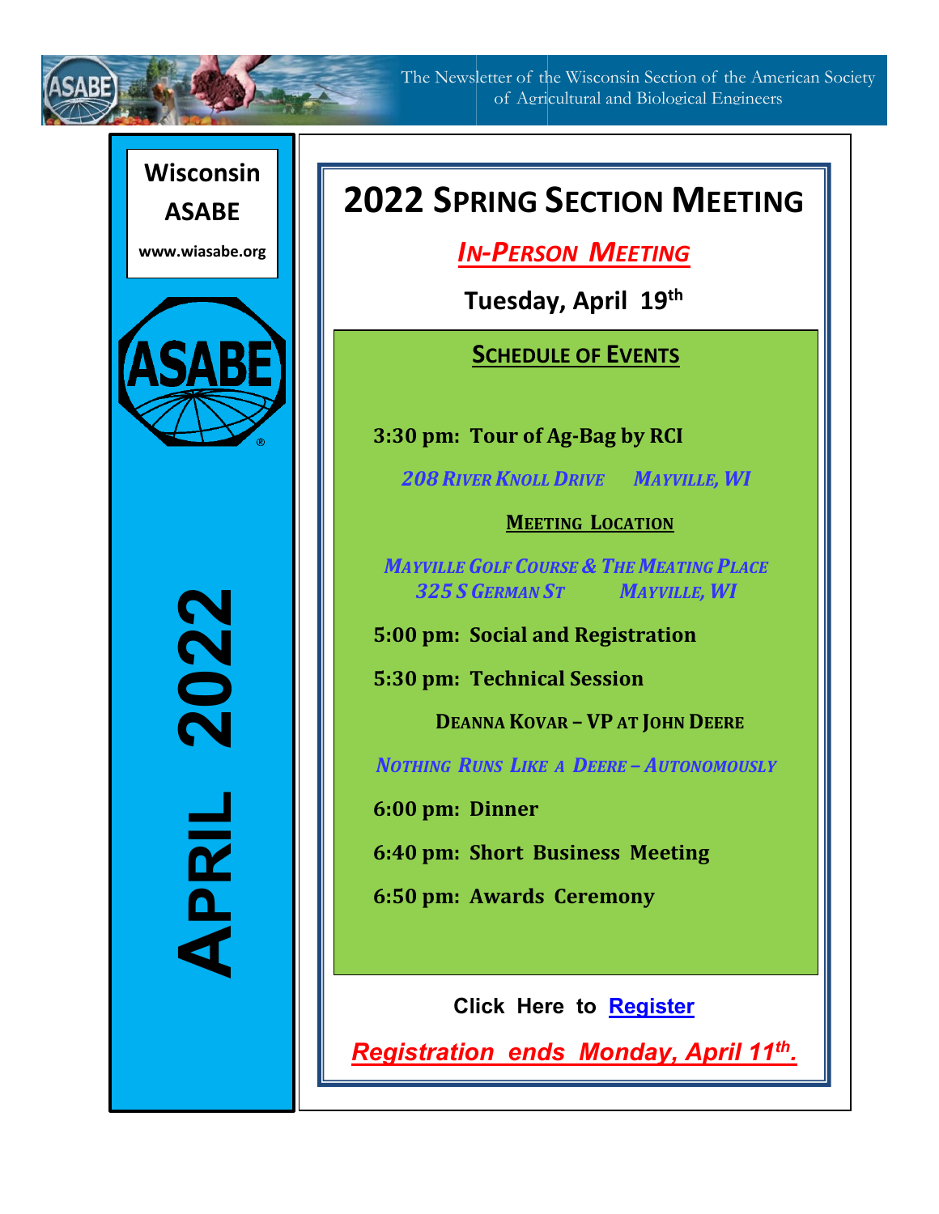The Newsletter of the Wisconsin Section of the American Society of Agricultural and Biological Engineers

**Wisconsin ASABE**

**www.wiasabe.org**

**APRIL 2022**

# 2022 SPRING SECTION MEETING

***IN-PERSON MEETING***

**Tuesday, April 19th**

## SCHEDULE OF EVENTS

**3:30 pm: Tour of Ag-Bag by RCI**

*208 RIVER KNOLL DRIVE MAYVILLE, WI*

**MEETING LOCATION**

*MAYVILLE GOLF COURSE & THE MEATING PLACE*
*325 S GERMAN ST MAYVILLE, WI*

**5:00 pm: Social and Registration**

**5:30 pm: Technical Session**

**DEANNA KOVAR – VP AT JOHN DEERE**

*NOTHING RUNS LIKE A DEERE – AUTONOMOUSLY*

**6:00 pm: Dinner**

**6:40 pm: Short Business Meeting**

**6:50 pm: Awards Ceremony**

**Click Here to Register**

***Registration ends Monday, April 11th.***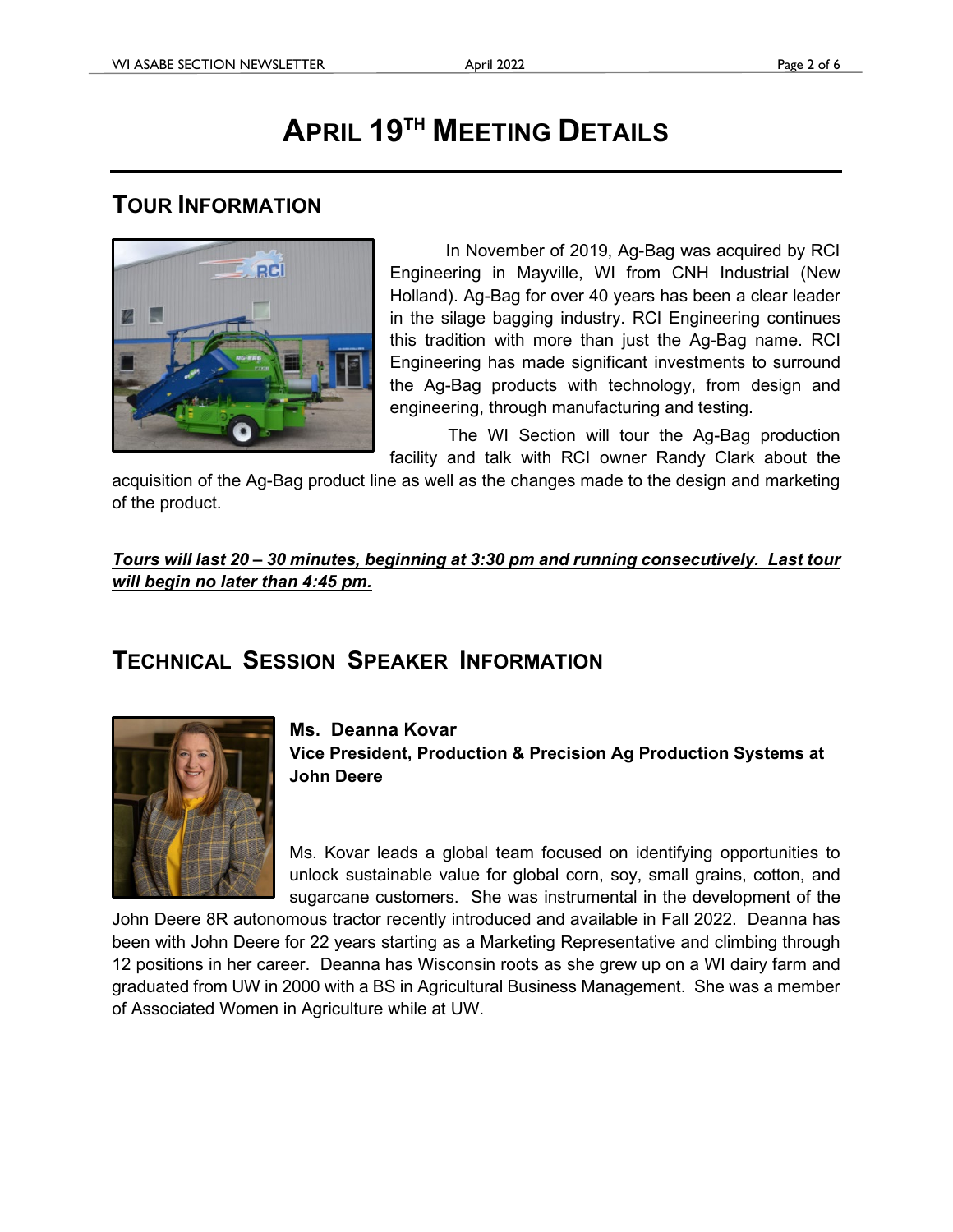# April 19th Meeting Details

## Tour Information

In November of 2019, Ag-Bag was acquired by RCI Engineering in Mayville, WI from CNH Industrial (New Holland). Ag-Bag for over 40 years has been a clear leader in the silage bagging industry. RCI Engineering continues this tradition with more than just the Ag-Bag name. RCI Engineering has made significant investments to surround the Ag-Bag products with technology, from design and engineering, through manufacturing and testing.

The WI Section will tour the Ag-Bag production facility and talk with RCI owner Randy Clark about the acquisition of the Ag-Bag product line as well as the changes made to the design and marketing of the product.

***Tours will last 20 – 30 minutes, beginning at 3:30 pm and running consecutively. Last tour will begin no later than 4:45 pm.***

## Technical Session Speaker Information

**Ms. Deanna Kovar**
**Vice President, Production & Precision Ag Production Systems at John Deere**

Ms. Kovar leads a global team focused on identifying opportunities to unlock sustainable value for global corn, soy, small grains, cotton, and sugarcane customers. She was instrumental in the development of the John Deere 8R autonomous tractor recently introduced and available in Fall 2022. Deanna has been with John Deere for 22 years starting as a Marketing Representative and climbing through 12 positions in her career. Deanna has Wisconsin roots as she grew up on a WI dairy farm and graduated from UW in 2000 with a BS in Agricultural Business Management. She was a member of Associated Women in Agriculture while at UW.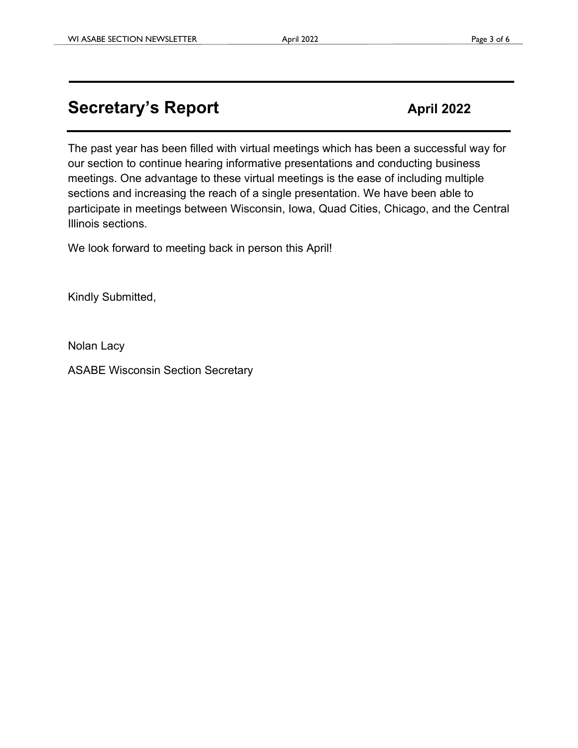## Secretary's Report — April 2022

The past year has been filled with virtual meetings which has been a successful way for our section to continue hearing informative presentations and conducting business meetings. One advantage to these virtual meetings is the ease of including multiple sections and increasing the reach of a single presentation. We have been able to participate in meetings between Wisconsin, Iowa, Quad Cities, Chicago, and the Central Illinois sections.

We look forward to meeting back in person this April!

Kindly Submitted,

Nolan Lacy

ASABE Wisconsin Section Secretary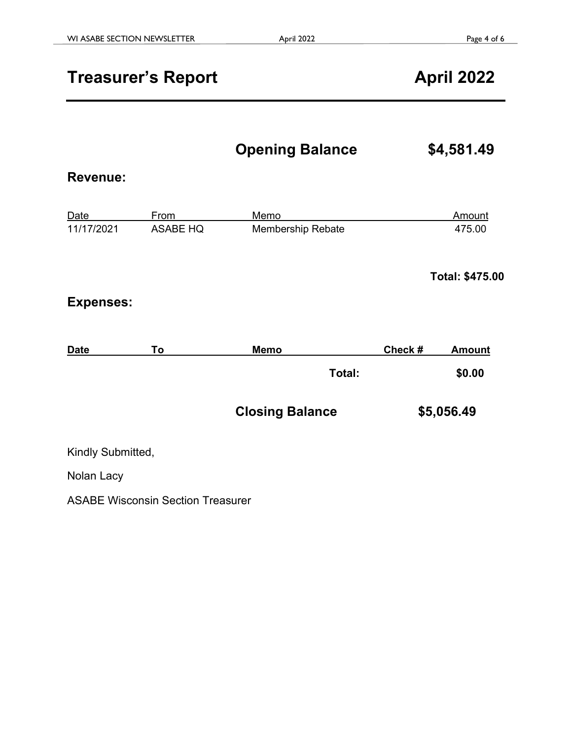# Treasurer's Report April 2022

**Opening Balance $4,581.49**

## Revenue:

| Date | From | Memo | Amount |
|---|---|---|---|
| 11/17/2021 | ASABE HQ | Membership Rebate | 475.00 |

**Total: $475.00**

## Expenses:

| Date | To | Memo | Check # | Amount |
|---|---|---|---|---|
| | | **Total:** | | **$0.00** |

**Closing Balance $5,056.49**

Kindly Submitted,

Nolan Lacy

ASABE Wisconsin Section Treasurer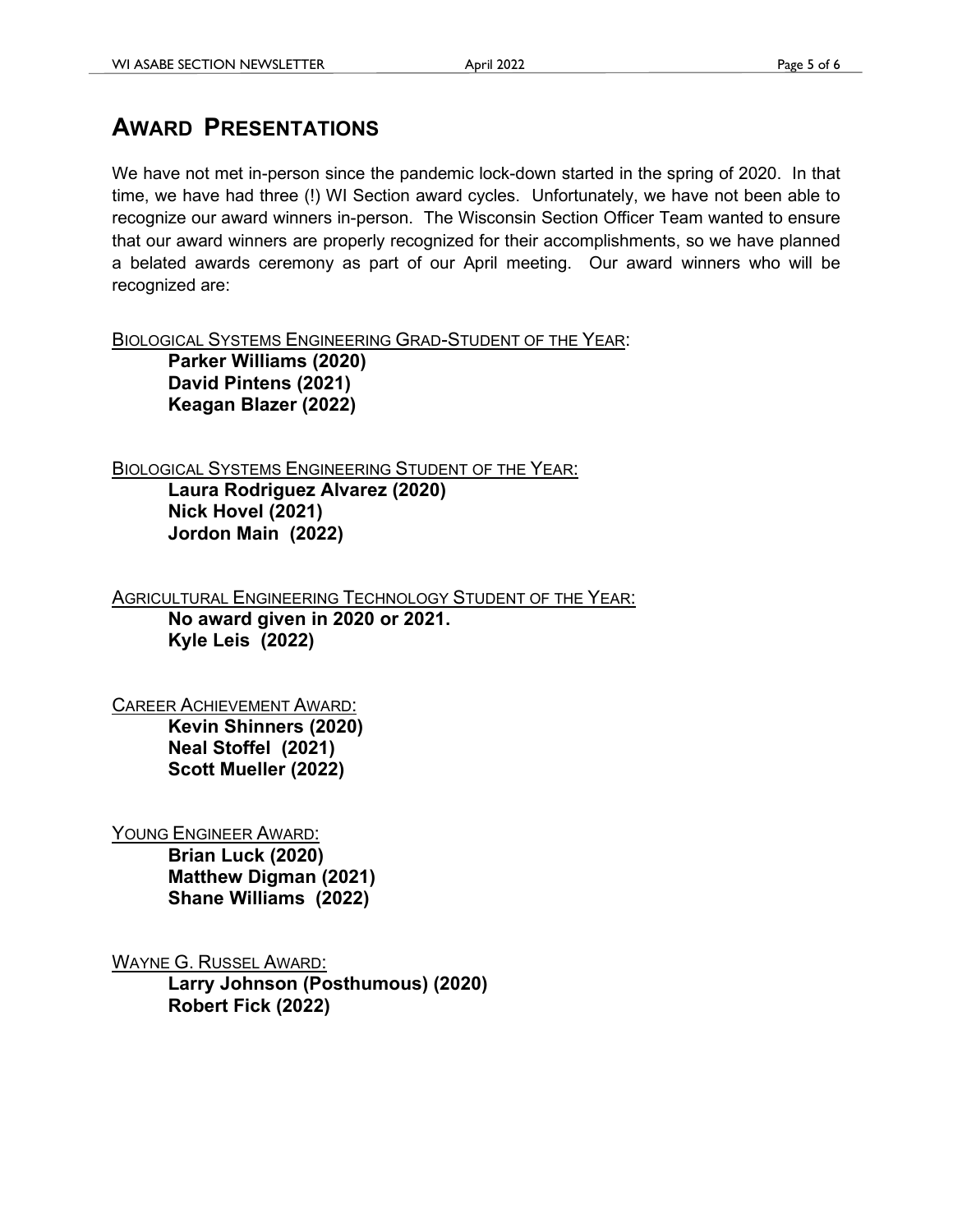# Award Presentations

We have not met in-person since the pandemic lock-down started in the spring of 2020. In that time, we have had three (!) WI Section award cycles. Unfortunately, we have not been able to recognize our award winners in-person. The Wisconsin Section Officer Team wanted to ensure that our award winners are properly recognized for their accomplishments, so we have planned a belated awards ceremony as part of our April meeting. Our award winners who will be recognized are:

Biological Systems Engineering Grad-Student of the Year:

**Parker Williams (2020)**
**David Pintens (2021)**
**Keagan Blazer (2022)**

Biological Systems Engineering Student of the Year:

**Laura Rodriguez Alvarez (2020)**
**Nick Hovel (2021)**
**Jordon Main (2022)**

Agricultural Engineering Technology Student of the Year:

**No award given in 2020 or 2021.**
**Kyle Leis (2022)**

Career Achievement Award:

**Kevin Shinners (2020)**
**Neal Stoffel (2021)**
**Scott Mueller (2022)**

Young Engineer Award:

**Brian Luck (2020)**
**Matthew Digman (2021)**
**Shane Williams (2022)**

Wayne G. Russel Award:

**Larry Johnson (Posthumous) (2020)**
**Robert Fick (2022)**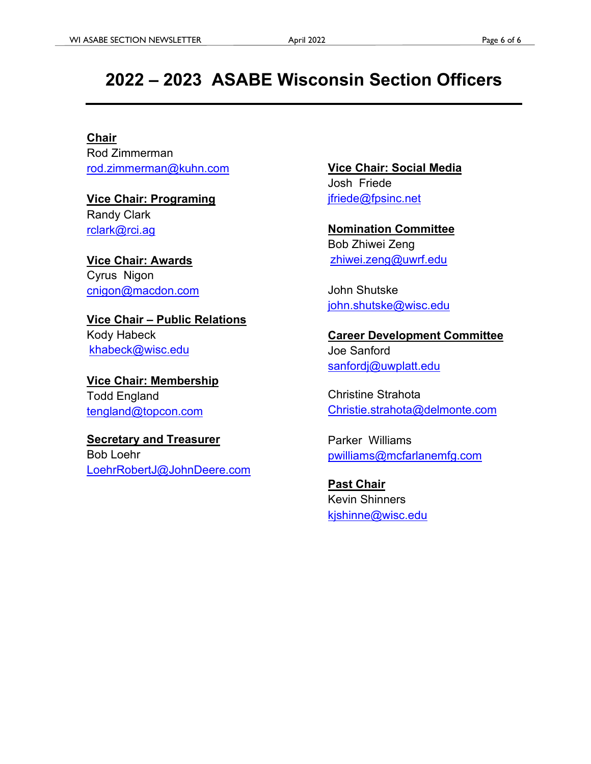# 2022 – 2023 ASABE Wisconsin Section Officers

**Chair**
Rod Zimmerman
rod.zimmerman@kuhn.com

**Vice Chair: Programing**
Randy Clark
rclark@rci.ag

**Vice Chair: Awards**
Cyrus Nigon
cnigon@macdon.com

**Vice Chair – Public Relations**
Kody Habeck
khabeck@wisc.edu

**Vice Chair: Membership**
Todd England
tengland@topcon.com

**Secretary and Treasurer**
Bob Loehr
LoehrRobertJ@JohnDeere.com

**Vice Chair: Social Media**
Josh Friede
jfriede@fpsinc.net

**Nomination Committee**
Bob Zhiwei Zeng
zhiwei.zeng@uwrf.edu

John Shutske
john.shutske@wisc.edu

**Career Development Committee**
Joe Sanford
sanfordj@uwplatt.edu

Christine Strahota
Christie.strahota@delmonte.com

Parker Williams
pwilliams@mcfarlanemfg.com

**Past Chair**
Kevin Shinners
kjshinne@wisc.edu